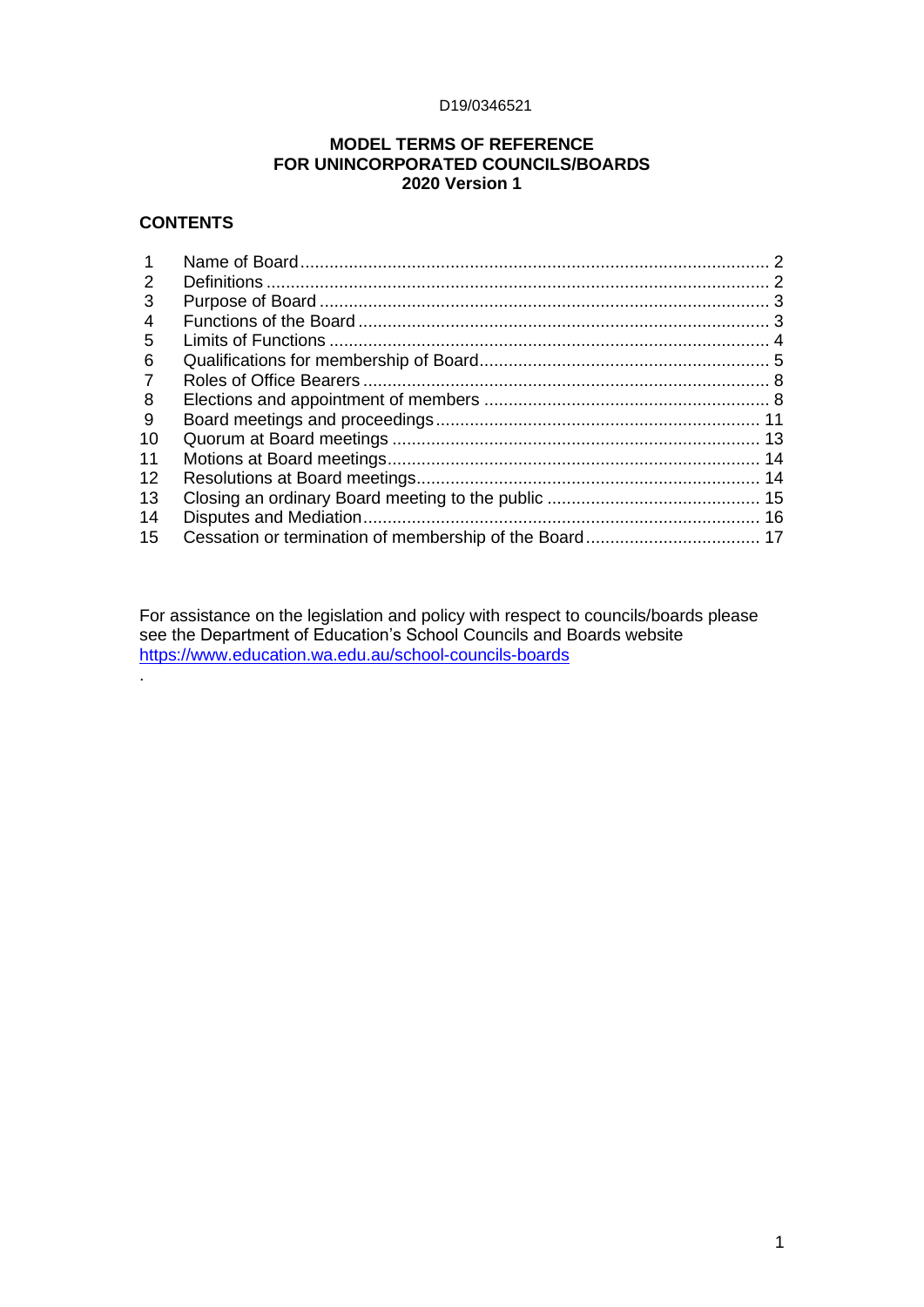D19/0346521

# MODEL TERMS OF REFERENCE FOR UNINCORPORATED COUNCILS/BOARDS 2020 Version 1

## CONTENTS

| | | |
|---|---|---|
| 1 | Name of Board | 2 |
| 2 | Definitions | 2 |
| 3 | Purpose of Board | 3 |
| 4 | Functions of the Board | 3 |
| 5 | Limits of Functions | 4 |
| 6 | Qualifications for membership of Board | 5 |
| 7 | Roles of Office Bearers | 8 |
| 8 | Elections and appointment of members | 8 |
| 9 | Board meetings and proceedings | 11 |
| 10 | Quorum at Board meetings | 13 |
| 11 | Motions at Board meetings | 14 |
| 12 | Resolutions at Board meetings | 14 |
| 13 | Closing an ordinary Board meeting to the public | 15 |
| 14 | Disputes and Mediation | 16 |
| 15 | Cessation or termination of membership of the Board | 17 |

For assistance on the legislation and policy with respect to councils/boards please see the Department of Education's School Councils and Boards website https://www.education.wa.edu.au/school-councils-boards

.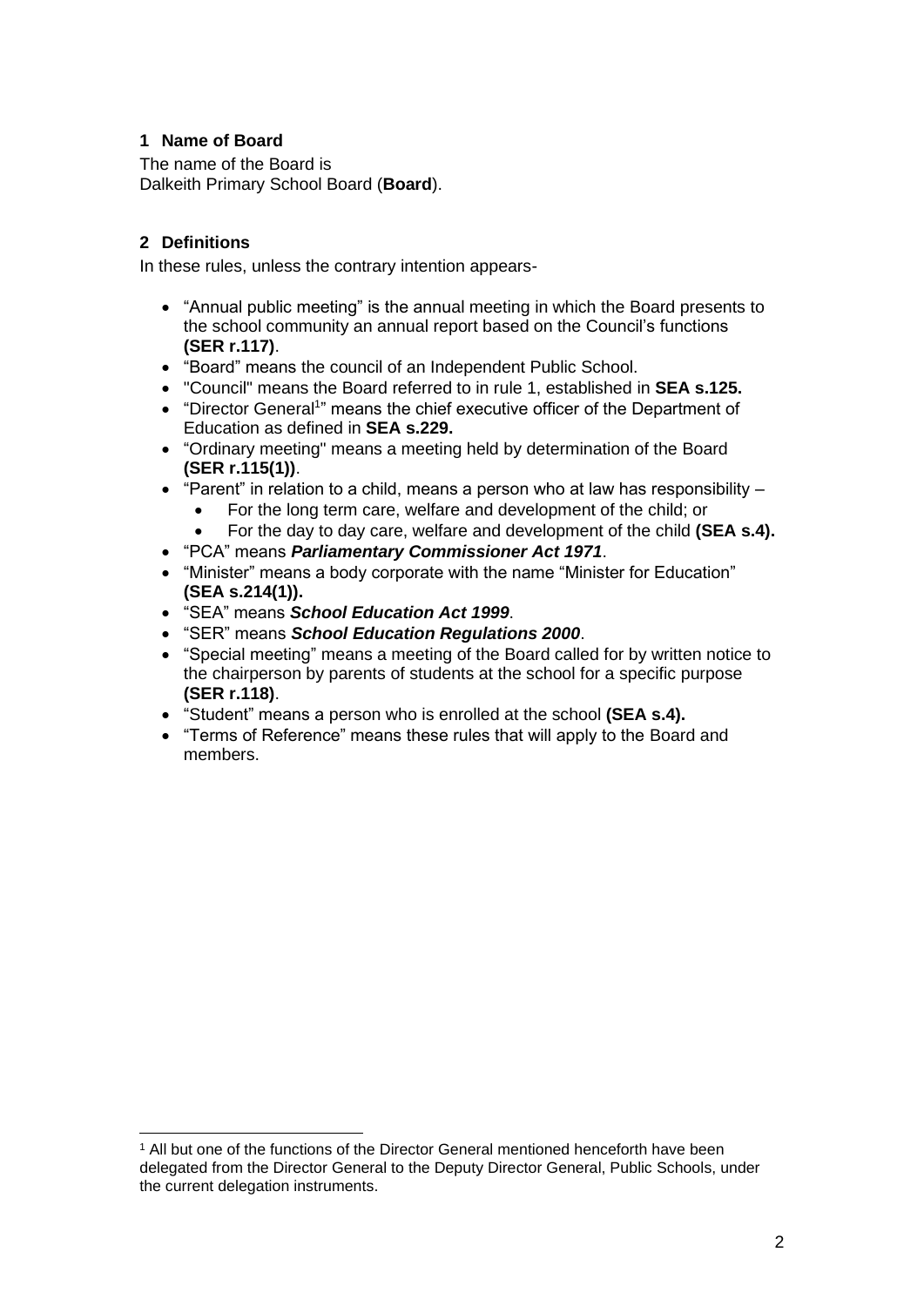## 1 Name of Board

The name of the Board is
Dalkeith Primary School Board (**Board**).

## 2 Definitions

In these rules, unless the contrary intention appears-

- "Annual public meeting" is the annual meeting in which the Board presents to the school community an annual report based on the Council's functions **(SER r.117)**.
- "Board" means the council of an Independent Public School.
- "Council" means the Board referred to in rule 1, established in **SEA s.125.**
- "Director General[1]" means the chief executive officer of the Department of Education as defined in **SEA s.229.**
- "Ordinary meeting" means a meeting held by determination of the Board **(SER r.115(1))**.
- "Parent" in relation to a child, means a person who at law has responsibility –
    - For the long term care, welfare and development of the child; or
    - For the day to day care, welfare and development of the child **(SEA s.4).**
- "PCA" means ***Parliamentary Commissioner Act 1971***.
- "Minister" means a body corporate with the name "Minister for Education" **(SEA s.214(1)).**
- "SEA" means ***School Education Act 1999***.
- "SER" means ***School Education Regulations 2000***.
- "Special meeting" means a meeting of the Board called for by written notice to the chairperson by parents of students at the school for a specific purpose **(SER r.118)**.
- "Student" means a person who is enrolled at the school **(SEA s.4).**
- "Terms of Reference" means these rules that will apply to the Board and members.

[1] All but one of the functions of the Director General mentioned henceforth have been delegated from the Director General to the Deputy Director General, Public Schools, under the current delegation instruments.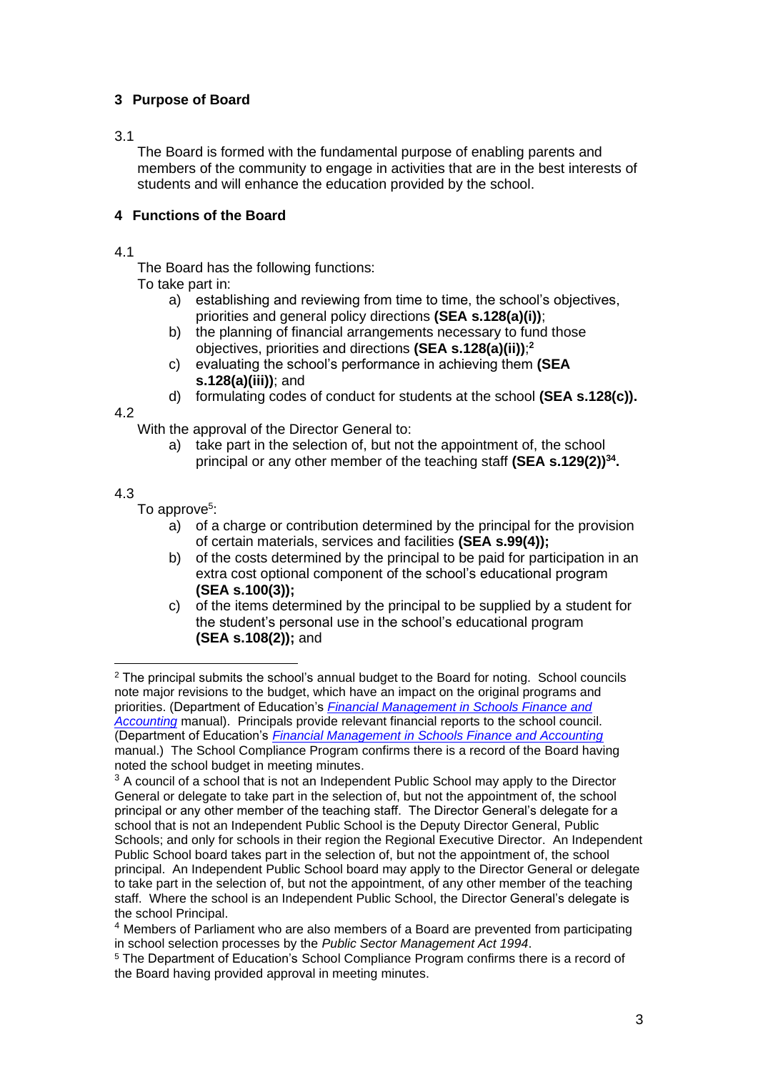## 3 Purpose of Board

3.1

The Board is formed with the fundamental purpose of enabling parents and members of the community to engage in activities that are in the best interests of students and will enhance the education provided by the school.

## 4 Functions of the Board

4.1

The Board has the following functions:

To take part in:

a) establishing and reviewing from time to time, the school's objectives, priorities and general policy directions **(SEA s.128(a)(i))**;
b) the planning of financial arrangements necessary to fund those objectives, priorities and directions **(SEA s.128(a)(ii))**;[2]
c) evaluating the school's performance in achieving them **(SEA s.128(a)(iii))**; and
d) formulating codes of conduct for students at the school **(SEA s.128(c)).**

4.2

With the approval of the Director General to:

a) take part in the selection of, but not the appointment of, the school principal or any other member of the teaching staff **(SEA s.129(2))**[3][4].

4.3

To approve[5]:

a) of a charge or contribution determined by the principal for the provision of certain materials, services and facilities **(SEA s.99(4));**
b) of the costs determined by the principal to be paid for participation in an extra cost optional component of the school's educational program **(SEA s.100(3));**
c) of the items determined by the principal to be supplied by a student for the student's personal use in the school's educational program **(SEA s.108(2));** and

---

[2] The principal submits the school's annual budget to the Board for noting. School councils note major revisions to the budget, which have an impact on the original programs and priorities. (Department of Education's *Financial Management in Schools Finance and Accounting* manual). Principals provide relevant financial reports to the school council. (Department of Education's *Financial Management in Schools Finance and Accounting* manual.) The School Compliance Program confirms there is a record of the Board having noted the school budget in meeting minutes.

[3] A council of a school that is not an Independent Public School may apply to the Director General or delegate to take part in the selection of, but not the appointment of, the school principal or any other member of the teaching staff. The Director General's delegate for a school that is not an Independent Public School is the Deputy Director General, Public Schools; and only for schools in their region the Regional Executive Director. An Independent Public School board takes part in the selection of, but not the appointment of, the school principal. An Independent Public School board may apply to the Director General or delegate to take part in the selection of, but not the appointment, of any other member of the teaching staff. Where the school is an Independent Public School, the Director General's delegate is the school Principal.

[4] Members of Parliament who are also members of a Board are prevented from participating in school selection processes by the *Public Sector Management Act 1994*.

[5] The Department of Education's School Compliance Program confirms there is a record of the Board having provided approval in meeting minutes.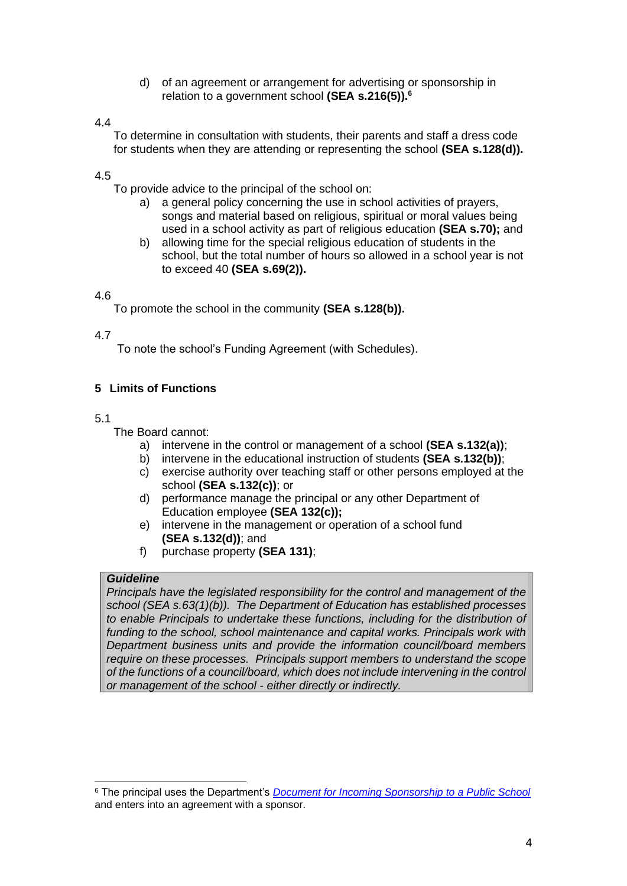d) of an agreement or arrangement for advertising or sponsorship in relation to a government school **(SEA s.216(5)).**[6]

4.4

To determine in consultation with students, their parents and staff a dress code for students when they are attending or representing the school **(SEA s.128(d)).**

4.5

To provide advice to the principal of the school on:

a) a general policy concerning the use in school activities of prayers, songs and material based on religious, spiritual or moral values being used in a school activity as part of religious education **(SEA s.70);** and
b) allowing time for the special religious education of students in the school, but the total number of hours so allowed in a school year is not to exceed 40 **(SEA s.69(2)).**

4.6

To promote the school in the community **(SEA s.128(b)).**

4.7

To note the school's Funding Agreement (with Schedules).

## 5 Limits of Functions

5.1

The Board cannot:

a) intervene in the control or management of a school **(SEA s.132(a))**;
b) intervene in the educational instruction of students **(SEA s.132(b))**;
c) exercise authority over teaching staff or other persons employed at the school **(SEA s.132(c))**; or
d) performance manage the principal or any other Department of Education employee **(SEA 132(c));**
e) intervene in the management or operation of a school fund **(SEA s.132(d))**; and
f) purchase property **(SEA 131)**;

> ***Guideline***
> *Principals have the legislated responsibility for the control and management of the school (SEA s.63(1)(b)). The Department of Education has established processes to enable Principals to undertake these functions, including for the distribution of funding to the school, school maintenance and capital works. Principals work with Department business units and provide the information council/board members require on these processes. Principals support members to understand the scope of the functions of a council/board, which does not include intervening in the control or management of the school - either directly or indirectly.*

[6] The principal uses the Department's *Document for Incoming Sponsorship to a Public School* and enters into an agreement with a sponsor.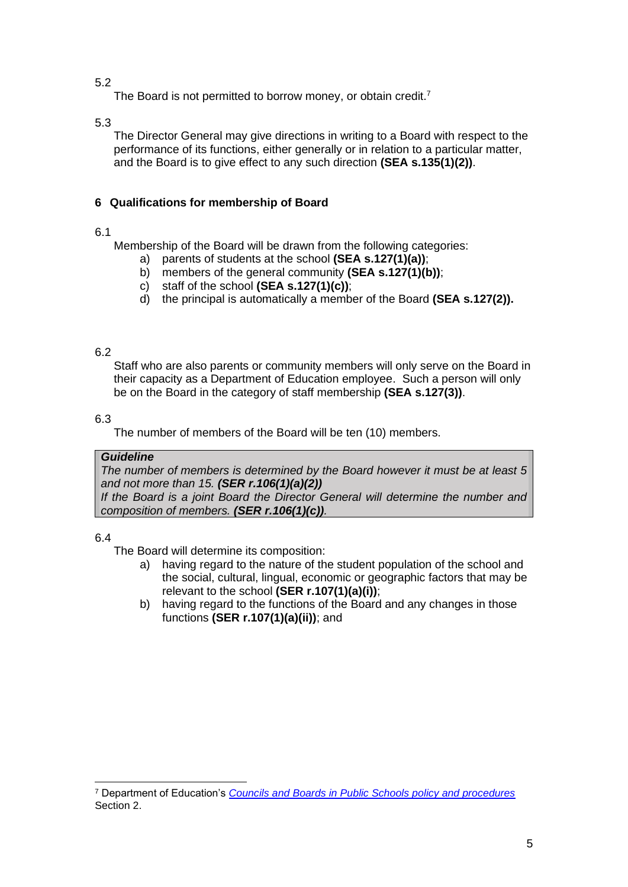5.2

The Board is not permitted to borrow money, or obtain credit.[7]

5.3

The Director General may give directions in writing to a Board with respect to the performance of its functions, either generally or in relation to a particular matter, and the Board is to give effect to any such direction **(SEA s.135(1)(2))**.

## 6 Qualifications for membership of Board

6.1

Membership of the Board will be drawn from the following categories:

a) parents of students at the school **(SEA s.127(1)(a))**;
b) members of the general community **(SEA s.127(1)(b))**;
c) staff of the school **(SEA s.127(1)(c))**;
d) the principal is automatically a member of the Board **(SEA s.127(2)).**

6.2

Staff who are also parents or community members will only serve on the Board in their capacity as a Department of Education employee. Such a person will only be on the Board in the category of staff membership **(SEA s.127(3))**.

6.3

The number of members of the Board will be ten (10) members.

> ***Guideline***
> *The number of members is determined by the Board however it must be at least 5 and not more than 15.* ***(SER r.106(1)(a)(2))***
> *If the Board is a joint Board the Director General will determine the number and composition of members.* ***(SER r.106(1)(c)).***

6.4

The Board will determine its composition:

a) having regard to the nature of the student population of the school and the social, cultural, lingual, economic or geographic factors that may be relevant to the school **(SER r.107(1)(a)(i))**;
b) having regard to the functions of the Board and any changes in those functions **(SER r.107(1)(a)(ii))**; and

---

[7] Department of Education's *Councils and Boards in Public Schools policy and procedures* Section 2.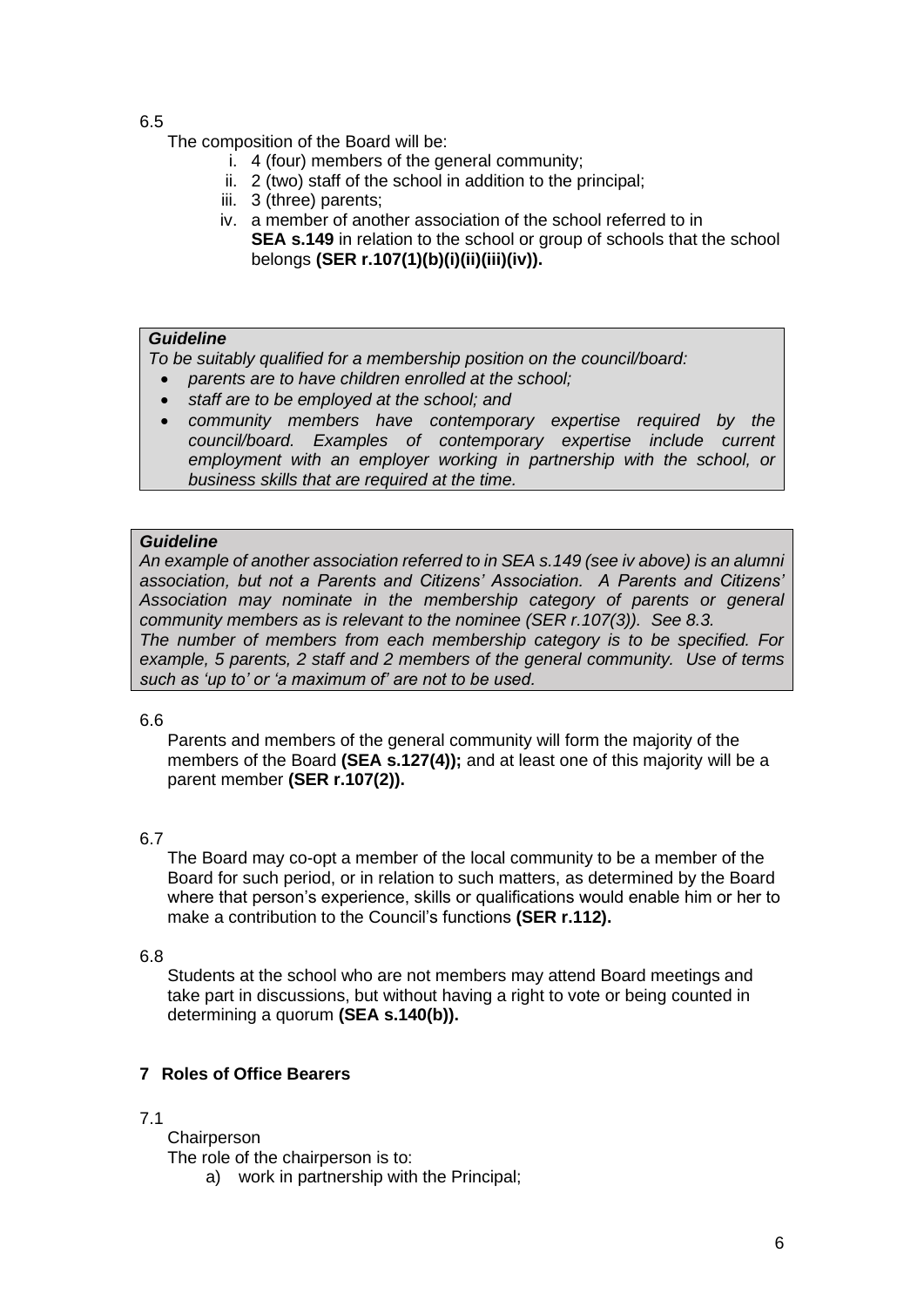6.5

The composition of the Board will be:

i. 4 (four) members of the general community;
ii. 2 (two) staff of the school in addition to the principal;
iii. 3 (three) parents;
iv. a member of another association of the school referred to in **SEA s.149** in relation to the school or group of schools that the school belongs **(SER r.107(1)(b)(i)(ii)(iii)(iv)).**

> ***Guideline***
>
> *To be suitably qualified for a membership position on the council/board:*
>
> - *parents are to have children enrolled at the school;*
> - *staff are to be employed at the school; and*
> - *community members have contemporary expertise required by the council/board. Examples of contemporary expertise include current employment with an employer working in partnership with the school, or business skills that are required at the time.*

> ***Guideline***
>
> *An example of another association referred to in SEA s.149 (see iv above) is an alumni association, but not a Parents and Citizens' Association. A Parents and Citizens' Association may nominate in the membership category of parents or general community members as is relevant to the nominee (SER r.107(3)). See 8.3.*
>
> *The number of members from each membership category is to be specified. For example, 5 parents, 2 staff and 2 members of the general community. Use of terms such as 'up to' or 'a maximum of' are not to be used.*

6.6

Parents and members of the general community will form the majority of the members of the Board **(SEA s.127(4));** and at least one of this majority will be a parent member **(SER r.107(2)).**

6.7

The Board may co-opt a member of the local community to be a member of the Board for such period, or in relation to such matters, as determined by the Board where that person's experience, skills or qualifications would enable him or her to make a contribution to the Council's functions **(SER r.112).**

6.8

Students at the school who are not members may attend Board meetings and take part in discussions, but without having a right to vote or being counted in determining a quorum **(SEA s.140(b)).**

## 7 Roles of Office Bearers

7.1

Chairperson

The role of the chairperson is to:

a) work in partnership with the Principal;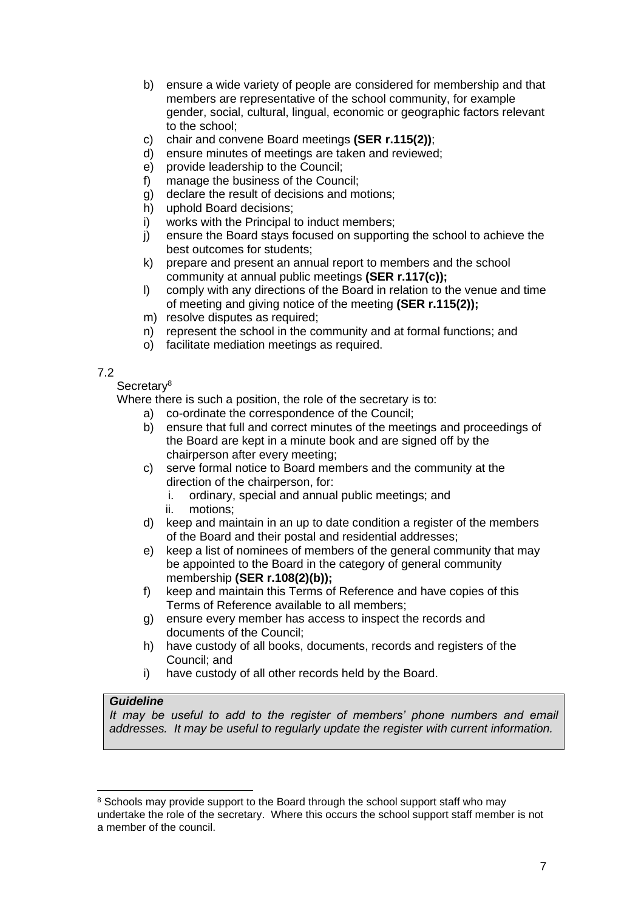b) ensure a wide variety of people are considered for membership and that members are representative of the school community, for example gender, social, cultural, lingual, economic or geographic factors relevant to the school;
c) chair and convene Board meetings **(SER r.115(2))**;
d) ensure minutes of meetings are taken and reviewed;
e) provide leadership to the Council;
f) manage the business of the Council;
g) declare the result of decisions and motions;
h) uphold Board decisions;
i) works with the Principal to induct members;
j) ensure the Board stays focused on supporting the school to achieve the best outcomes for students;
k) prepare and present an annual report to members and the school community at annual public meetings **(SER r.117(c));**
l) comply with any directions of the Board in relation to the venue and time of meeting and giving notice of the meeting **(SER r.115(2));**
m) resolve disputes as required;
n) represent the school in the community and at formal functions; and
o) facilitate mediation meetings as required.

7.2

Secretary[8]

Where there is such a position, the role of the secretary is to:

a) co-ordinate the correspondence of the Council;
b) ensure that full and correct minutes of the meetings and proceedings of the Board are kept in a minute book and are signed off by the chairperson after every meeting;
c) serve formal notice to Board members and the community at the direction of the chairperson, for:
   i. ordinary, special and annual public meetings; and
   ii. motions;
d) keep and maintain in an up to date condition a register of the members of the Board and their postal and residential addresses;
e) keep a list of nominees of members of the general community that may be appointed to the Board in the category of general community membership **(SER r.108(2)(b));**
f) keep and maintain this Terms of Reference and have copies of this Terms of Reference available to all members;
g) ensure every member has access to inspect the records and documents of the Council;
h) have custody of all books, documents, records and registers of the Council; and
i) have custody of all other records held by the Board.

> ***Guideline***
> *It may be useful to add to the register of members' phone numbers and email addresses. It may be useful to regularly update the register with current information.*

---

[8] Schools may provide support to the Board through the school support staff who may undertake the role of the secretary. Where this occurs the school support staff member is not a member of the council.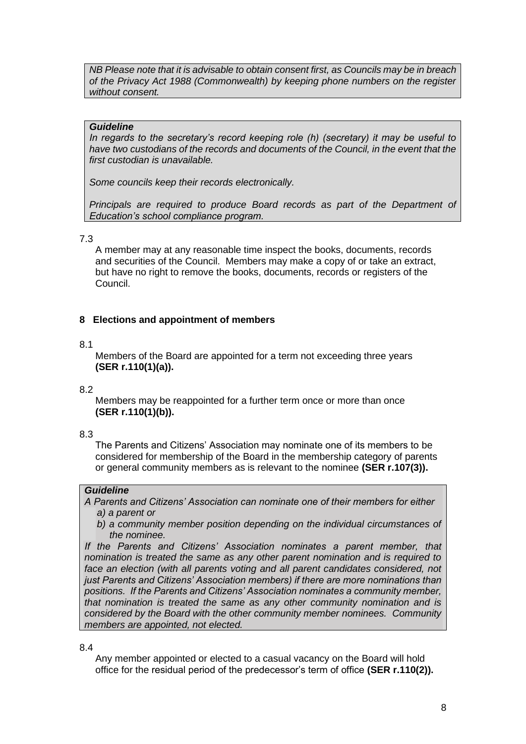*NB Please note that it is advisable to obtain consent first, as Councils may be in breach of the Privacy Act 1988 (Commonwealth) by keeping phone numbers on the register without consent.*

***Guideline***

*In regards to the secretary's record keeping role (h) (secretary) it may be useful to have two custodians of the records and documents of the Council, in the event that the first custodian is unavailable.*

*Some councils keep their records electronically.*

*Principals are required to produce Board records as part of the Department of Education's school compliance program.*

7.3

A member may at any reasonable time inspect the books, documents, records and securities of the Council. Members may make a copy of or take an extract, but have no right to remove the books, documents, records or registers of the Council.

## 8 Elections and appointment of members

8.1

Members of the Board are appointed for a term not exceeding three years **(SER r.110(1)(a)).**

8.2

Members may be reappointed for a further term once or more than once **(SER r.110(1)(b)).**

8.3

The Parents and Citizens' Association may nominate one of its members to be considered for membership of the Board in the membership category of parents or general community members as is relevant to the nominee **(SER r.107(3)).**

***Guideline***

*A Parents and Citizens' Association can nominate one of their members for either*

*a) a parent or*

*b) a community member position depending on the individual circumstances of the nominee.*

*If the Parents and Citizens' Association nominates a parent member, that nomination is treated the same as any other parent nomination and is required to face an election (with all parents voting and all parent candidates considered, not just Parents and Citizens' Association members) if there are more nominations than positions. If the Parents and Citizens' Association nominates a community member, that nomination is treated the same as any other community nomination and is considered by the Board with the other community member nominees. Community members are appointed, not elected.*

8.4

Any member appointed or elected to a casual vacancy on the Board will hold office for the residual period of the predecessor's term of office **(SER r.110(2)).**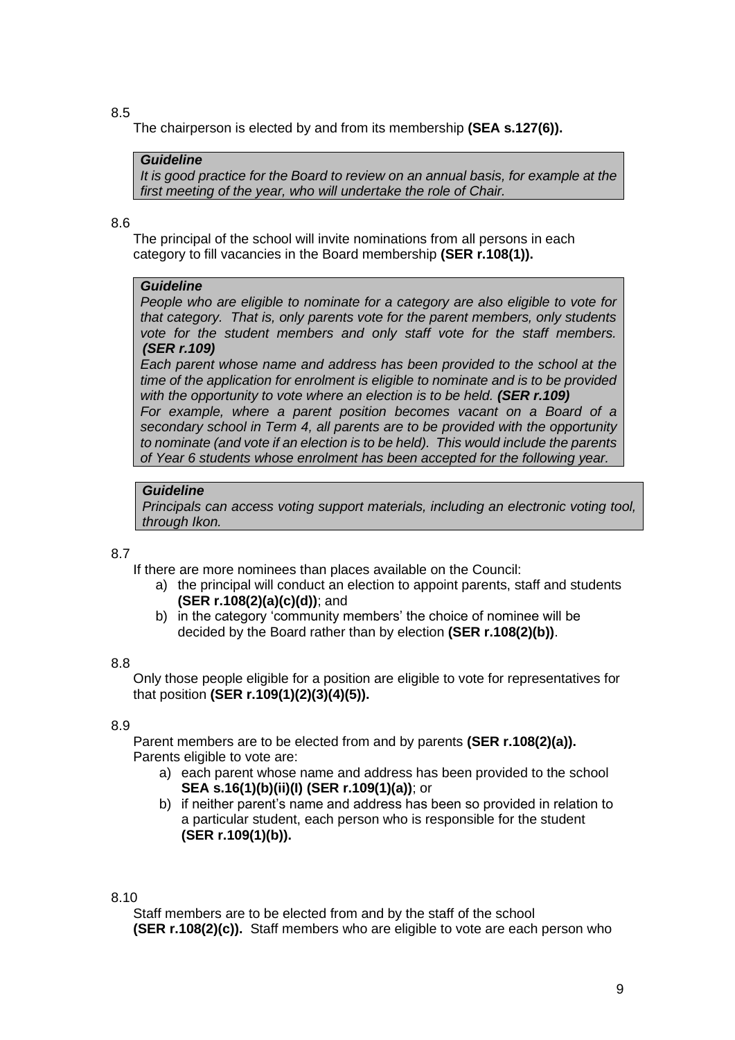8.5

The chairperson is elected by and from its membership **(SEA s.127(6)).**

> ***Guideline***
> *It is good practice for the Board to review on an annual basis, for example at the first meeting of the year, who will undertake the role of Chair.*

8.6

The principal of the school will invite nominations from all persons in each category to fill vacancies in the Board membership **(SER r.108(1)).**

> ***Guideline***
> *People who are eligible to nominate for a category are also eligible to vote for that category. That is, only parents vote for the parent members, only students vote for the student members and only staff vote for the staff members.* ***(SER r.109)***
> *Each parent whose name and address has been provided to the school at the time of the application for enrolment is eligible to nominate and is to be provided with the opportunity to vote where an election is to be held.* ***(SER r.109)***
> *For example, where a parent position becomes vacant on a Board of a secondary school in Term 4, all parents are to be provided with the opportunity to nominate (and vote if an election is to be held). This would include the parents of Year 6 students whose enrolment has been accepted for the following year.*

> ***Guideline***
> *Principals can access voting support materials, including an electronic voting tool, through Ikon.*

8.7

If there are more nominees than places available on the Council:

a) the principal will conduct an election to appoint parents, staff and students **(SER r.108(2)(a)(c)(d))**; and
b) in the category 'community members' the choice of nominee will be decided by the Board rather than by election **(SER r.108(2)(b))**.

8.8

Only those people eligible for a position are eligible to vote for representatives for that position **(SER r.109(1)(2)(3)(4)(5)).**

8.9

Parent members are to be elected from and by parents **(SER r.108(2)(a)).** Parents eligible to vote are:

a) each parent whose name and address has been provided to the school **SEA s.16(1)(b)(ii)(I) (SER r.109(1)(a))**; or
b) if neither parent's name and address has been so provided in relation to a particular student, each person who is responsible for the student **(SER r.109(1)(b)).**

8.10

Staff members are to be elected from and by the staff of the school **(SER r.108(2)(c)).** Staff members who are eligible to vote are each person who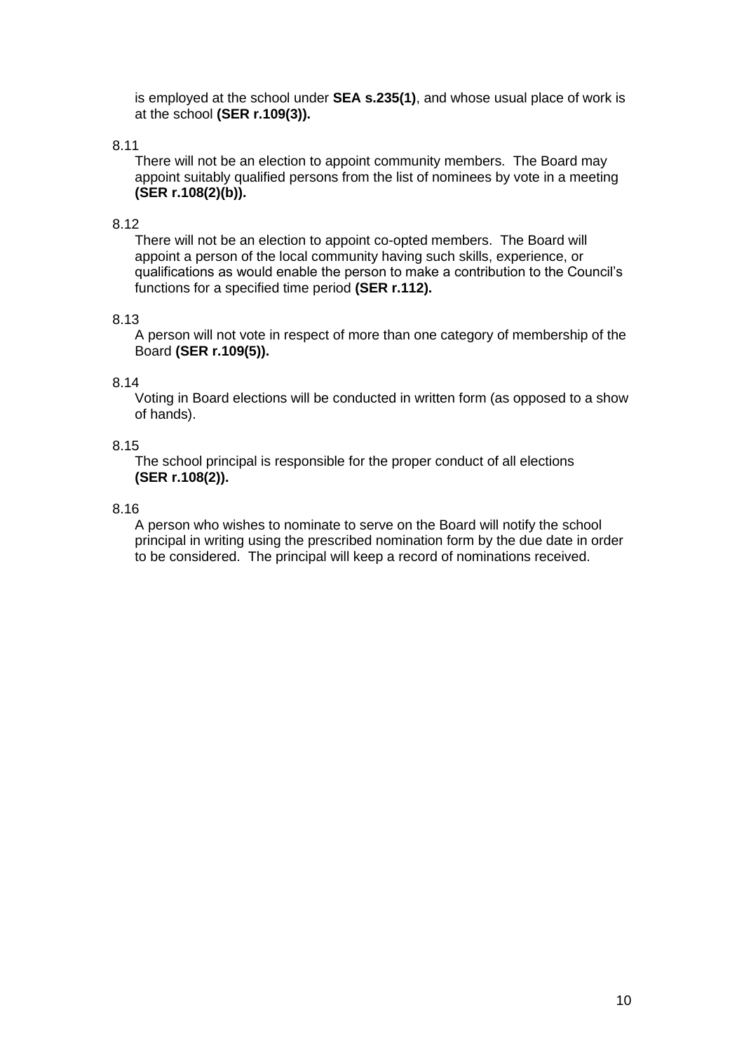is employed at the school under **SEA s.235(1)**, and whose usual place of work is at the school **(SER r.109(3)).**

8.11

There will not be an election to appoint community members. The Board may appoint suitably qualified persons from the list of nominees by vote in a meeting **(SER r.108(2)(b)).**

8.12

There will not be an election to appoint co-opted members. The Board will appoint a person of the local community having such skills, experience, or qualifications as would enable the person to make a contribution to the Council's functions for a specified time period **(SER r.112).**

8.13

A person will not vote in respect of more than one category of membership of the Board **(SER r.109(5)).**

8.14

Voting in Board elections will be conducted in written form (as opposed to a show of hands).

8.15

The school principal is responsible for the proper conduct of all elections **(SER r.108(2)).**

8.16

A person who wishes to nominate to serve on the Board will notify the school principal in writing using the prescribed nomination form by the due date in order to be considered. The principal will keep a record of nominations received.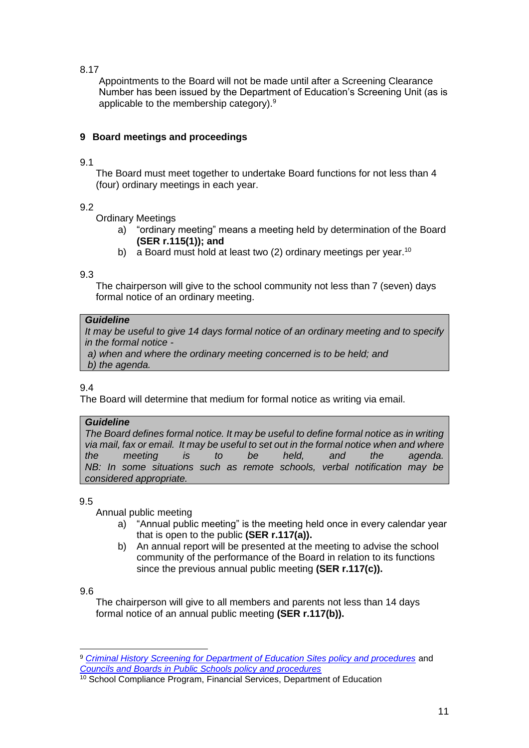8.17

Appointments to the Board will not be made until after a Screening Clearance Number has been issued by the Department of Education's Screening Unit (as is applicable to the membership category).[9]

## 9 Board meetings and proceedings

9.1

The Board must meet together to undertake Board functions for not less than 4 (four) ordinary meetings in each year.

9.2

Ordinary Meetings

a) "ordinary meeting" means a meeting held by determination of the Board **(SER r.115(1)); and**
b) a Board must hold at least two (2) ordinary meetings per year.[10]

9.3

The chairperson will give to the school community not less than 7 (seven) days formal notice of an ordinary meeting.

> ***Guideline***
> *It may be useful to give 14 days formal notice of an ordinary meeting and to specify in the formal notice -*
> *a) when and where the ordinary meeting concerned is to be held; and*
> *b) the agenda.*

9.4

The Board will determine that medium for formal notice as writing via email.

> ***Guideline***
> *The Board defines formal notice. It may be useful to define formal notice as in writing via mail, fax or email. It may be useful to set out in the formal notice when and where the meeting is to be held, and the agenda.*
> *NB: In some situations such as remote schools, verbal notification may be considered appropriate.*

9.5

Annual public meeting

a) "Annual public meeting" is the meeting held once in every calendar year that is open to the public **(SER r.117(a)).**
b) An annual report will be presented at the meeting to advise the school community of the performance of the Board in relation to its functions since the previous annual public meeting **(SER r.117(c)).**

9.6

The chairperson will give to all members and parents not less than 14 days formal notice of an annual public meeting **(SER r.117(b)).**

---

[9] *Criminal History Screening for Department of Education Sites policy and procedures* and *Councils and Boards in Public Schools policy and procedures*

[10] School Compliance Program, Financial Services, Department of Education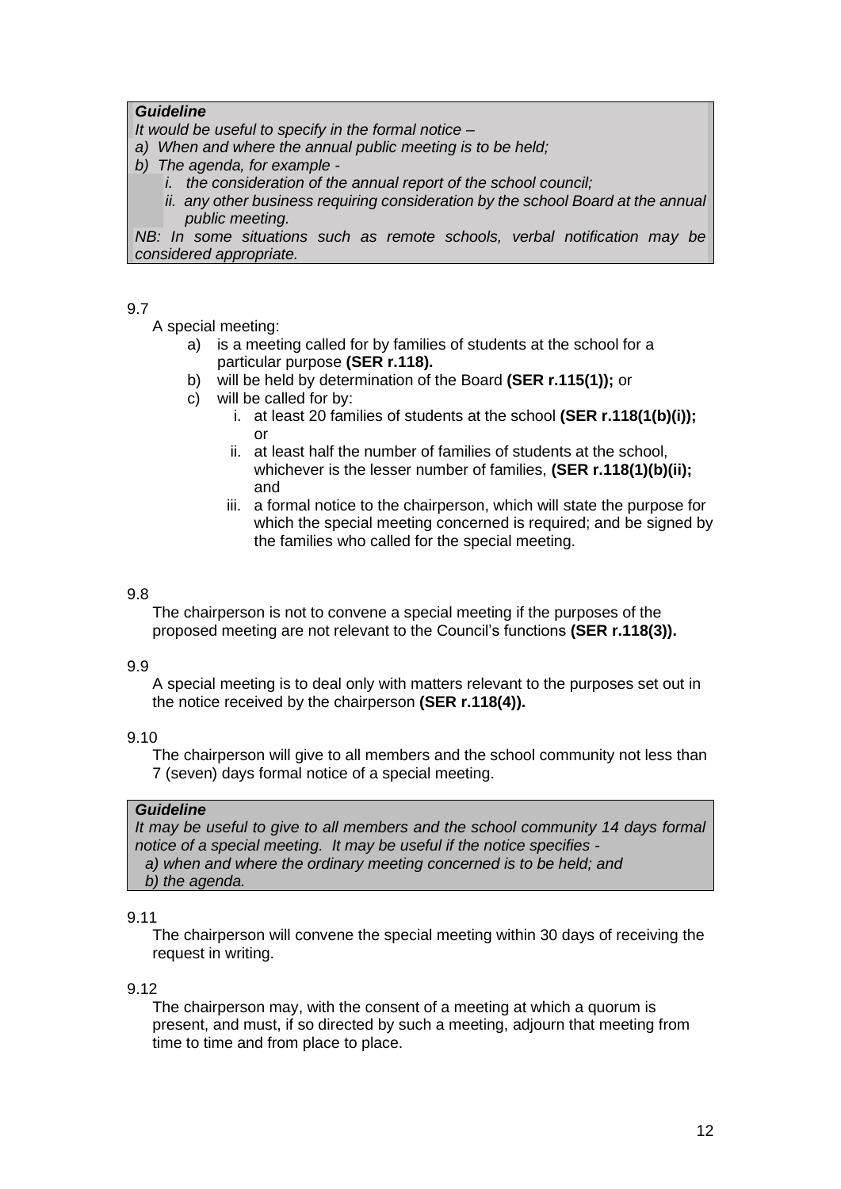> ***Guideline***
>
> *It would be useful to specify in the formal notice –*
>
> *a) When and where the annual public meeting is to be held;*
>
> *b) The agenda, for example -*
>
> *i. the consideration of the annual report of the school council;*
>
> *ii. any other business requiring consideration by the school Board at the annual public meeting.*
>
> *NB: In some situations such as remote schools, verbal notification may be considered appropriate.*

9.7

A special meeting:

a) is a meeting called for by families of students at the school for a particular purpose **(SER r.118).**

b) will be held by determination of the Board **(SER r.115(1));** or

c) will be called for by:

   i. at least 20 families of students at the school **(SER r.118(1(b)(i));** or

   ii. at least half the number of families of students at the school, whichever is the lesser number of families, **(SER r.118(1)(b)(ii);** and

   iii. a formal notice to the chairperson, which will state the purpose for which the special meeting concerned is required; and be signed by the families who called for the special meeting.

9.8

The chairperson is not to convene a special meeting if the purposes of the proposed meeting are not relevant to the Council's functions **(SER r.118(3)).**

9.9

A special meeting is to deal only with matters relevant to the purposes set out in the notice received by the chairperson **(SER r.118(4)).**

9.10

The chairperson will give to all members and the school community not less than 7 (seven) days formal notice of a special meeting.

> ***Guideline***
>
> *It may be useful to give to all members and the school community 14 days formal notice of a special meeting. It may be useful if the notice specifies -*
>
> *a) when and where the ordinary meeting concerned is to be held; and*
>
> *b) the agenda.*

9.11

The chairperson will convene the special meeting within 30 days of receiving the request in writing.

9.12

The chairperson may, with the consent of a meeting at which a quorum is present, and must, if so directed by such a meeting, adjourn that meeting from time to time and from place to place.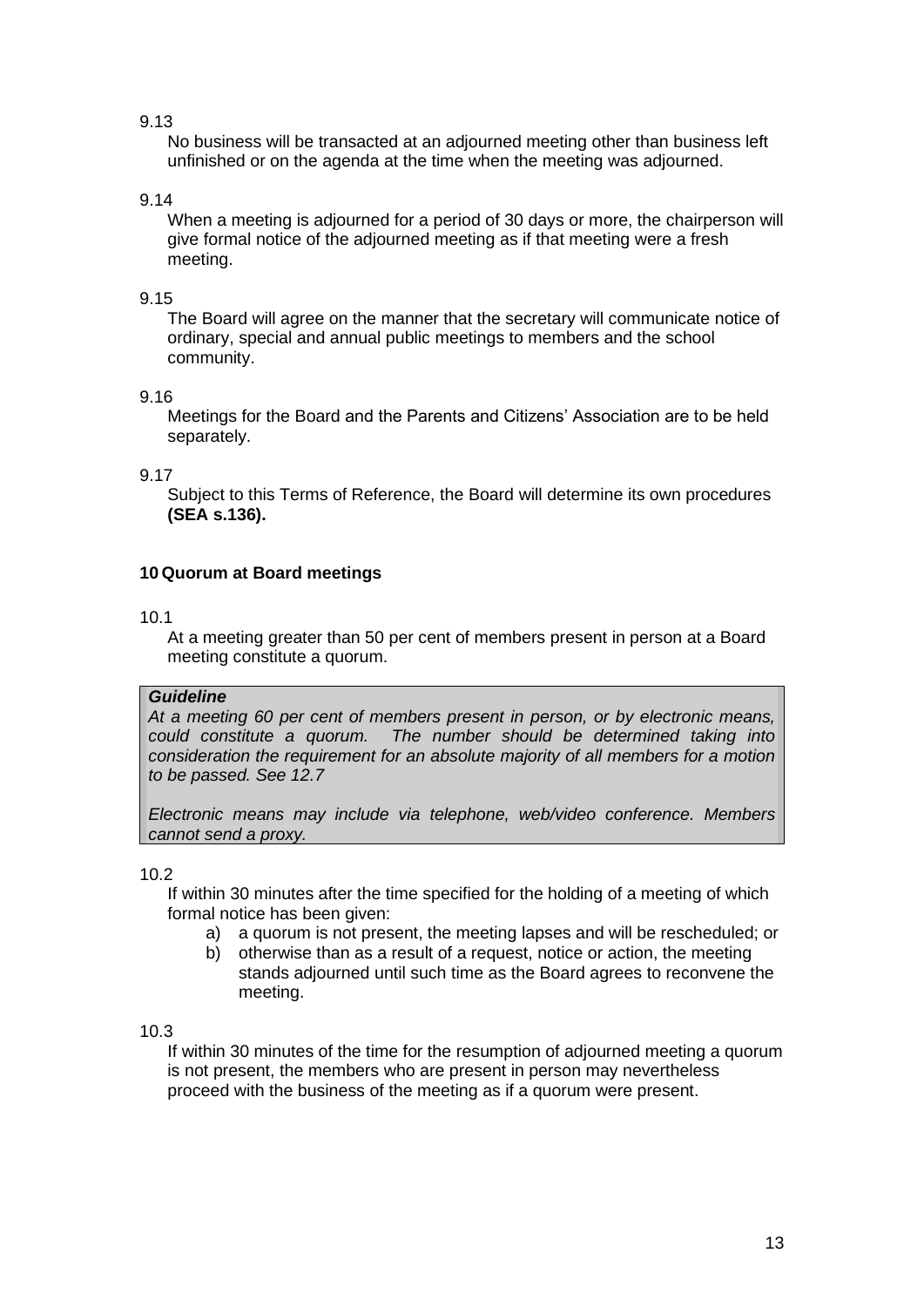9.13

No business will be transacted at an adjourned meeting other than business left unfinished or on the agenda at the time when the meeting was adjourned.

9.14

When a meeting is adjourned for a period of 30 days or more, the chairperson will give formal notice of the adjourned meeting as if that meeting were a fresh meeting.

9.15

The Board will agree on the manner that the secretary will communicate notice of ordinary, special and annual public meetings to members and the school community.

9.16

Meetings for the Board and the Parents and Citizens' Association are to be held separately.

9.17

Subject to this Terms of Reference, the Board will determine its own procedures **(SEA s.136).**

## 10 Quorum at Board meetings

10.1

At a meeting greater than 50 per cent of members present in person at a Board meeting constitute a quorum.

> ***Guideline***
>
> *At a meeting 60 per cent of members present in person, or by electronic means, could constitute a quorum. The number should be determined taking into consideration the requirement for an absolute majority of all members for a motion to be passed. See 12.7*
>
> *Electronic means may include via telephone, web/video conference. Members cannot send a proxy.*

10.2

If within 30 minutes after the time specified for the holding of a meeting of which formal notice has been given:

a) a quorum is not present, the meeting lapses and will be rescheduled; or
b) otherwise than as a result of a request, notice or action, the meeting stands adjourned until such time as the Board agrees to reconvene the meeting.

10.3

If within 30 minutes of the time for the resumption of adjourned meeting a quorum is not present, the members who are present in person may nevertheless proceed with the business of the meeting as if a quorum were present.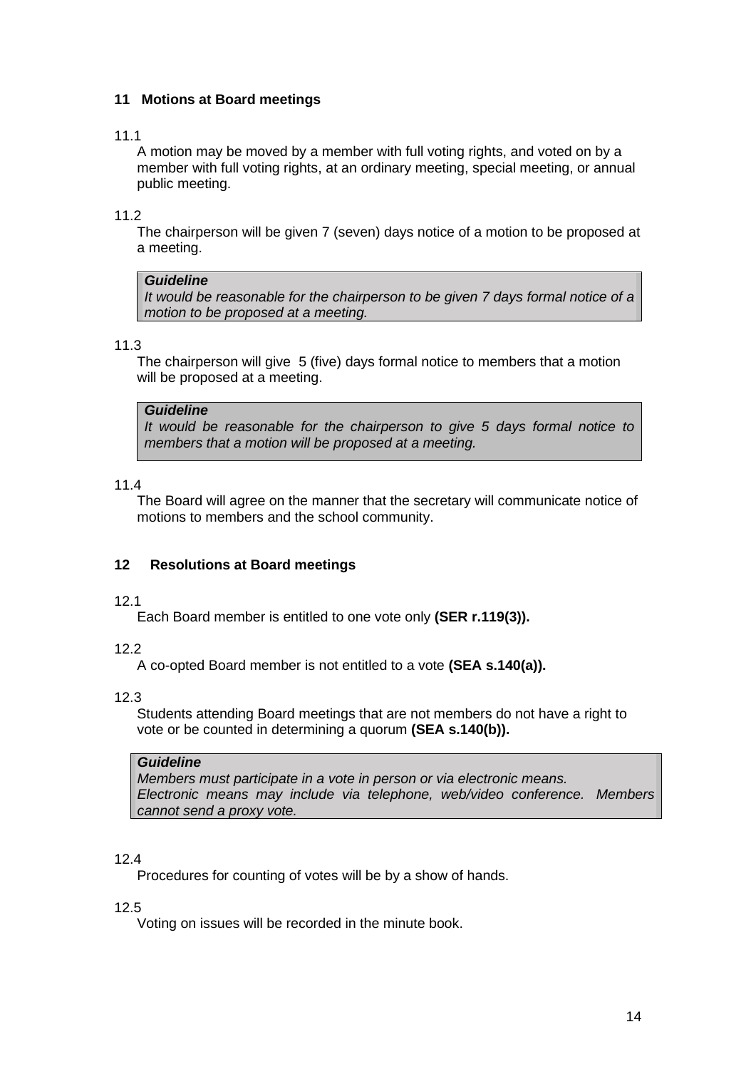## 11 Motions at Board meetings

11.1

A motion may be moved by a member with full voting rights, and voted on by a member with full voting rights, at an ordinary meeting, special meeting, or annual public meeting.

11.2

The chairperson will be given 7 (seven) days notice of a motion to be proposed at a meeting.

> ***Guideline***
> *It would be reasonable for the chairperson to be given 7 days formal notice of a motion to be proposed at a meeting.*

11.3

The chairperson will give 5 (five) days formal notice to members that a motion will be proposed at a meeting.

> ***Guideline***
> *It would be reasonable for the chairperson to give 5 days formal notice to members that a motion will be proposed at a meeting.*

11.4

The Board will agree on the manner that the secretary will communicate notice of motions to members and the school community.

## 12 Resolutions at Board meetings

12.1

Each Board member is entitled to one vote only **(SER r.119(3)).**

12.2

A co-opted Board member is not entitled to a vote **(SEA s.140(a)).**

12.3

Students attending Board meetings that are not members do not have a right to vote or be counted in determining a quorum **(SEA s.140(b)).**

> ***Guideline***
> *Members must participate in a vote in person or via electronic means.*
> *Electronic means may include via telephone, web/video conference. Members cannot send a proxy vote.*

12.4

Procedures for counting of votes will be by a show of hands.

12.5

Voting on issues will be recorded in the minute book.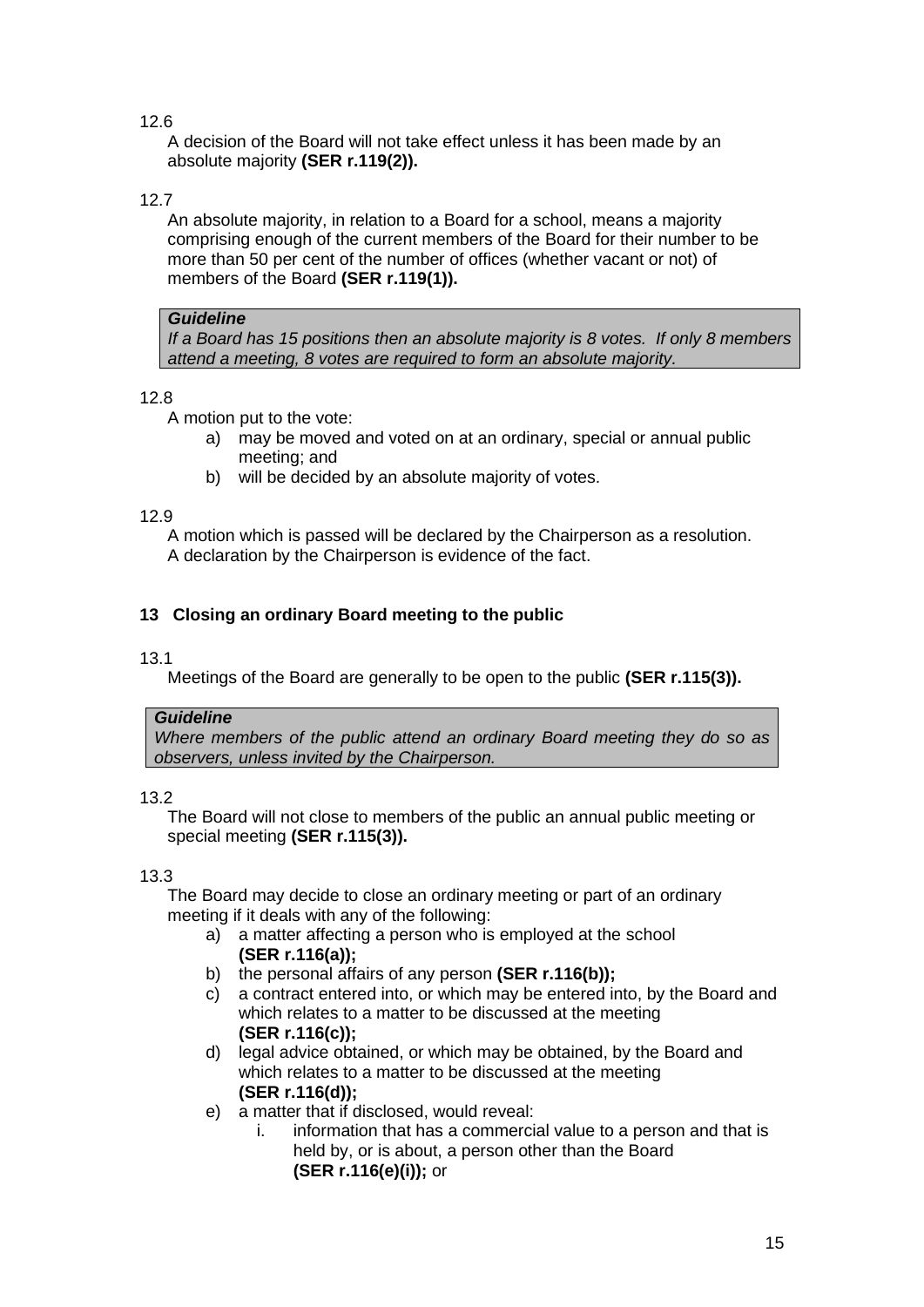12.6

A decision of the Board will not take effect unless it has been made by an absolute majority **(SER r.119(2)).**

12.7

An absolute majority, in relation to a Board for a school, means a majority comprising enough of the current members of the Board for their number to be more than 50 per cent of the number of offices (whether vacant or not) of members of the Board **(SER r.119(1)).**

> ***Guideline***
> *If a Board has 15 positions then an absolute majority is 8 votes. If only 8 members attend a meeting, 8 votes are required to form an absolute majority.*

12.8

A motion put to the vote:

a) may be moved and voted on at an ordinary, special or annual public meeting; and
b) will be decided by an absolute majority of votes.

12.9

A motion which is passed will be declared by the Chairperson as a resolution. A declaration by the Chairperson is evidence of the fact.

## 13 Closing an ordinary Board meeting to the public

13.1

Meetings of the Board are generally to be open to the public **(SER r.115(3)).**

> ***Guideline***
> *Where members of the public attend an ordinary Board meeting they do so as observers, unless invited by the Chairperson.*

13.2

The Board will not close to members of the public an annual public meeting or special meeting **(SER r.115(3)).**

13.3

The Board may decide to close an ordinary meeting or part of an ordinary meeting if it deals with any of the following:

a) a matter affecting a person who is employed at the school **(SER r.116(a));**
b) the personal affairs of any person **(SER r.116(b));**
c) a contract entered into, or which may be entered into, by the Board and which relates to a matter to be discussed at the meeting **(SER r.116(c));**
d) legal advice obtained, or which may be obtained, by the Board and which relates to a matter to be discussed at the meeting **(SER r.116(d));**
e) a matter that if disclosed, would reveal:
    i. information that has a commercial value to a person and that is held by, or is about, a person other than the Board **(SER r.116(e)(i));** or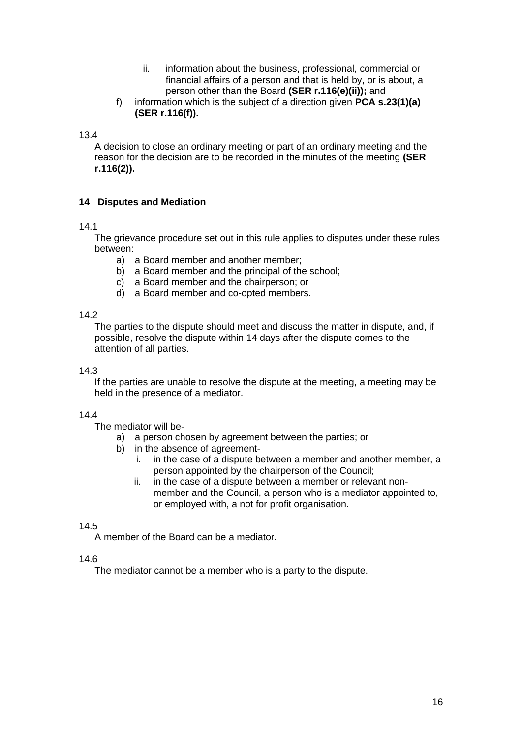ii. information about the business, professional, commercial or financial affairs of a person and that is held by, or is about, a person other than the Board **(SER r.116(e)(ii));** and

f) information which is the subject of a direction given **PCA s.23(1)(a) (SER r.116(f)).**

13.4

A decision to close an ordinary meeting or part of an ordinary meeting and the reason for the decision are to be recorded in the minutes of the meeting **(SER r.116(2)).**

## 14 Disputes and Mediation

14.1

The grievance procedure set out in this rule applies to disputes under these rules between:

a) a Board member and another member;
b) a Board member and the principal of the school;
c) a Board member and the chairperson; or
d) a Board member and co-opted members.

14.2

The parties to the dispute should meet and discuss the matter in dispute, and, if possible, resolve the dispute within 14 days after the dispute comes to the attention of all parties.

14.3

If the parties are unable to resolve the dispute at the meeting, a meeting may be held in the presence of a mediator.

14.4

The mediator will be-

a) a person chosen by agreement between the parties; or
b) in the absence of agreement-
   i. in the case of a dispute between a member and another member, a person appointed by the chairperson of the Council;
   ii. in the case of a dispute between a member or relevant non-member and the Council, a person who is a mediator appointed to, or employed with, a not for profit organisation.

14.5

A member of the Board can be a mediator.

14.6

The mediator cannot be a member who is a party to the dispute.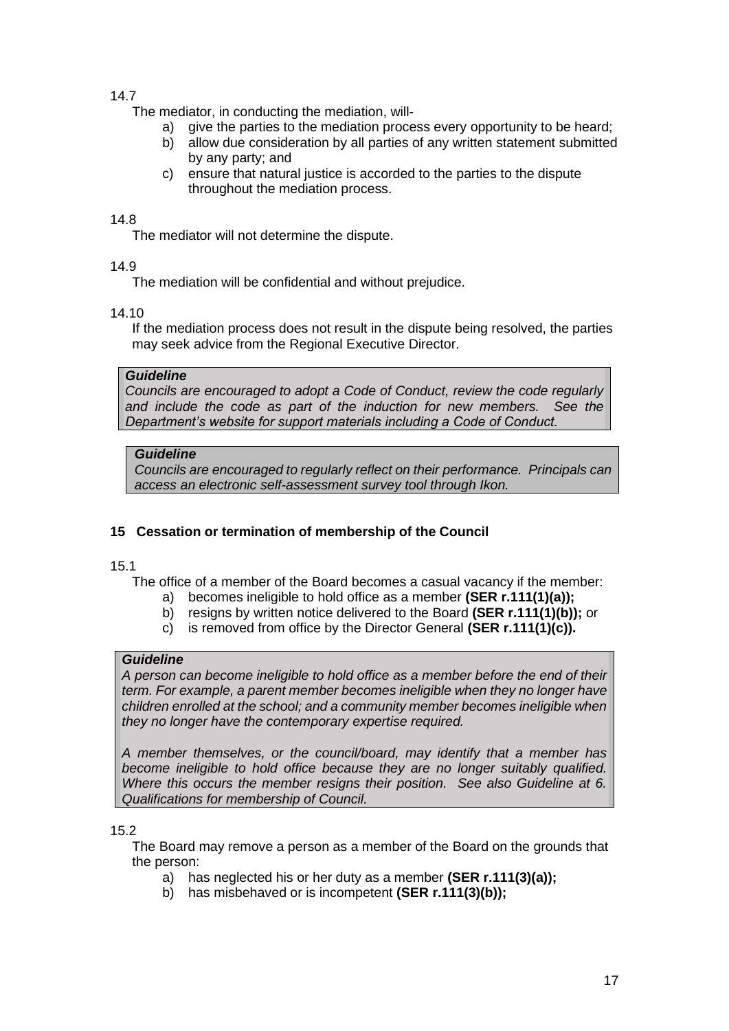14.7

The mediator, in conducting the mediation, will-

a) give the parties to the mediation process every opportunity to be heard;
b) allow due consideration by all parties of any written statement submitted by any party; and
c) ensure that natural justice is accorded to the parties to the dispute throughout the mediation process.

14.8

The mediator will not determine the dispute.

14.9

The mediation will be confidential and without prejudice.

14.10

If the mediation process does not result in the dispute being resolved, the parties may seek advice from the Regional Executive Director.

> ***Guideline***
> *Councils are encouraged to adopt a Code of Conduct, review the code regularly and include the code as part of the induction for new members. See the Department's website for support materials including a Code of Conduct.*

> ***Guideline***
> *Councils are encouraged to regularly reflect on their performance. Principals can access an electronic self-assessment survey tool through Ikon.*

## 15 Cessation or termination of membership of the Council

15.1

The office of a member of the Board becomes a casual vacancy if the member:

a) becomes ineligible to hold office as a member **(SER r.111(1)(a));**
b) resigns by written notice delivered to the Board **(SER r.111(1)(b));** or
c) is removed from office by the Director General **(SER r.111(1)(c)).**

> ***Guideline***
> *A person can become ineligible to hold office as a member before the end of their term. For example, a parent member becomes ineligible when they no longer have children enrolled at the school; and a community member becomes ineligible when they no longer have the contemporary expertise required.*
>
> *A member themselves, or the council/board, may identify that a member has become ineligible to hold office because they are no longer suitably qualified. Where this occurs the member resigns their position. See also Guideline at 6. Qualifications for membership of Council.*

15.2

The Board may remove a person as a member of the Board on the grounds that the person:

a) has neglected his or her duty as a member **(SER r.111(3)(a));**
b) has misbehaved or is incompetent **(SER r.111(3)(b));**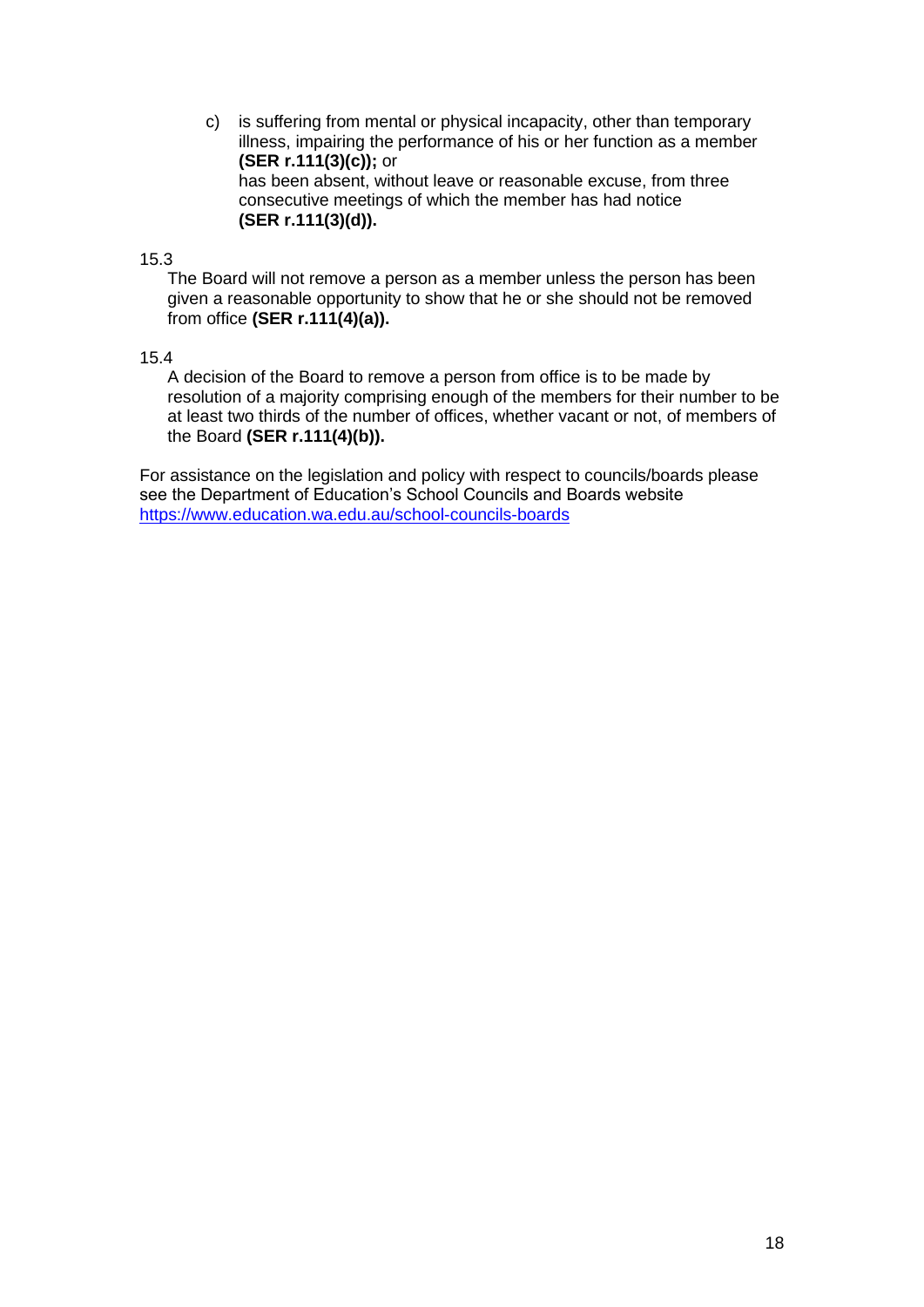c) is suffering from mental or physical incapacity, other than temporary illness, impairing the performance of his or her function as a member **(SER r.111(3)(c));** or
   has been absent, without leave or reasonable excuse, from three consecutive meetings of which the member has had notice **(SER r.111(3)(d)).**

15.3

The Board will not remove a person as a member unless the person has been given a reasonable opportunity to show that he or she should not be removed from office **(SER r.111(4)(a)).**

15.4

A decision of the Board to remove a person from office is to be made by resolution of a majority comprising enough of the members for their number to be at least two thirds of the number of offices, whether vacant or not, of members of the Board **(SER r.111(4)(b)).**

For assistance on the legislation and policy with respect to councils/boards please see the Department of Education's School Councils and Boards website [https://www.education.wa.edu.au/school-councils-boards](https://www.education.wa.edu.au/school-councils-boards)